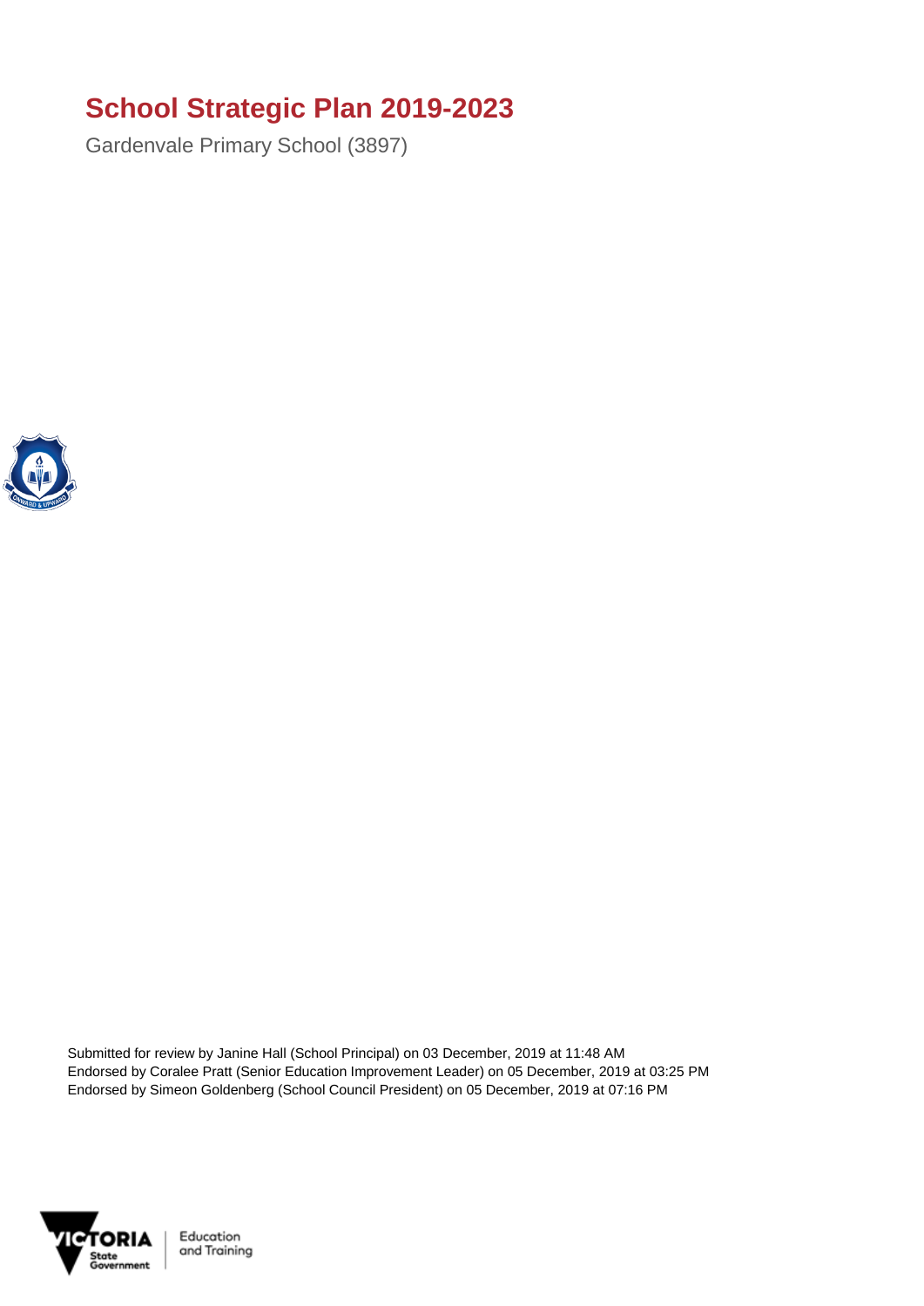# School Strategic Plan 2019-2023

Gardenvale Primary School (3897)

Submitted for review by Janine Hall (School Principal) on 03 December, 2019 at 11:48 AM
Endorsed by Coralee Pratt (Senior Education Improvement Leader) on 05 December, 2019 at 03:25 PM
Endorsed by Simeon Goldenberg (School Council President) on 05 December, 2019 at 07:16 PM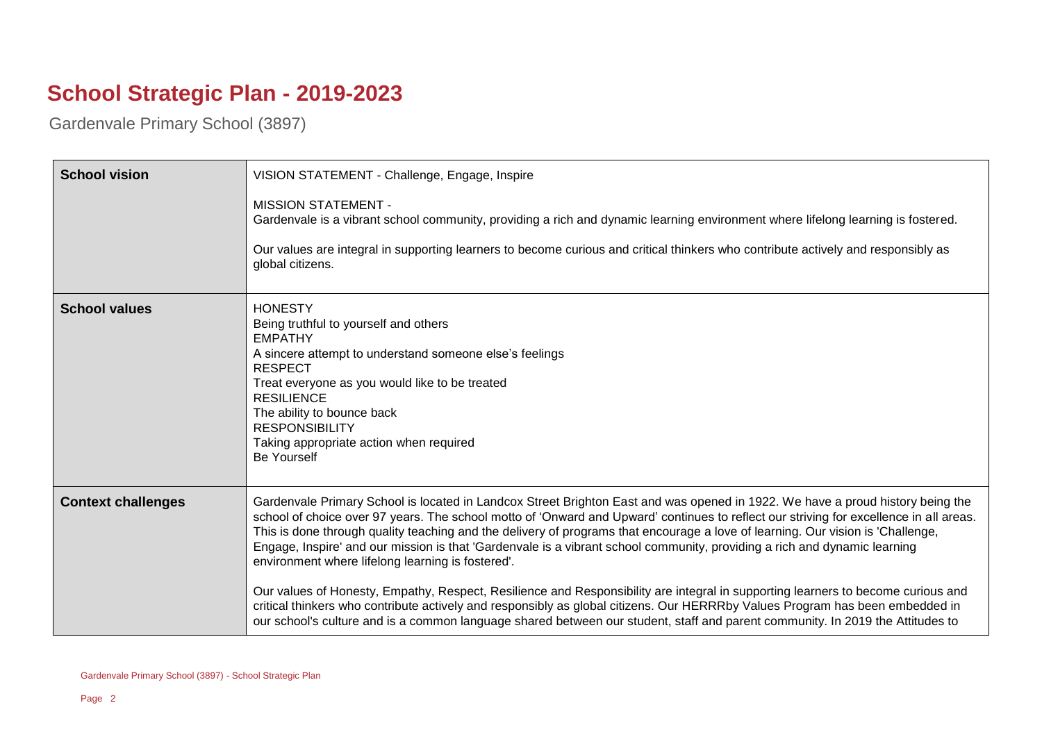# School Strategic Plan - 2019-2023

Gardenvale Primary School (3897)

| | |
|---|---|
| **School vision** | VISION STATEMENT - Challenge, Engage, Inspire<br><br>MISSION STATEMENT -<br>Gardenvale is a vibrant school community, providing a rich and dynamic learning environment where lifelong learning is fostered.<br><br>Our values are integral in supporting learners to become curious and critical thinkers who contribute actively and responsibly as global citizens. |
| **School values** | HONESTY<br>Being truthful to yourself and others<br>EMPATHY<br>A sincere attempt to understand someone else's feelings<br>RESPECT<br>Treat everyone as you would like to be treated<br>RESILIENCE<br>The ability to bounce back<br>RESPONSIBILITY<br>Taking appropriate action when required<br>Be Yourself |
| **Context challenges** | Gardenvale Primary School is located in Landcox Street Brighton East and was opened in 1922. We have a proud history being the school of choice over 97 years. The school motto of 'Onward and Upward' continues to reflect our striving for excellence in all areas. This is done through quality teaching and the delivery of programs that encourage a love of learning. Our vision is 'Challenge, Engage, Inspire' and our mission is that 'Gardenvale is a vibrant school community, providing a rich and dynamic learning environment where lifelong learning is fostered'.<br><br>Our values of Honesty, Empathy, Respect, Resilience and Responsibility are integral in supporting learners to become curious and critical thinkers who contribute actively and responsibly as global citizens. Our HERRRby Values Program has been embedded in our school's culture and is a common language shared between our student, staff and parent community. In 2019 the Attitudes to |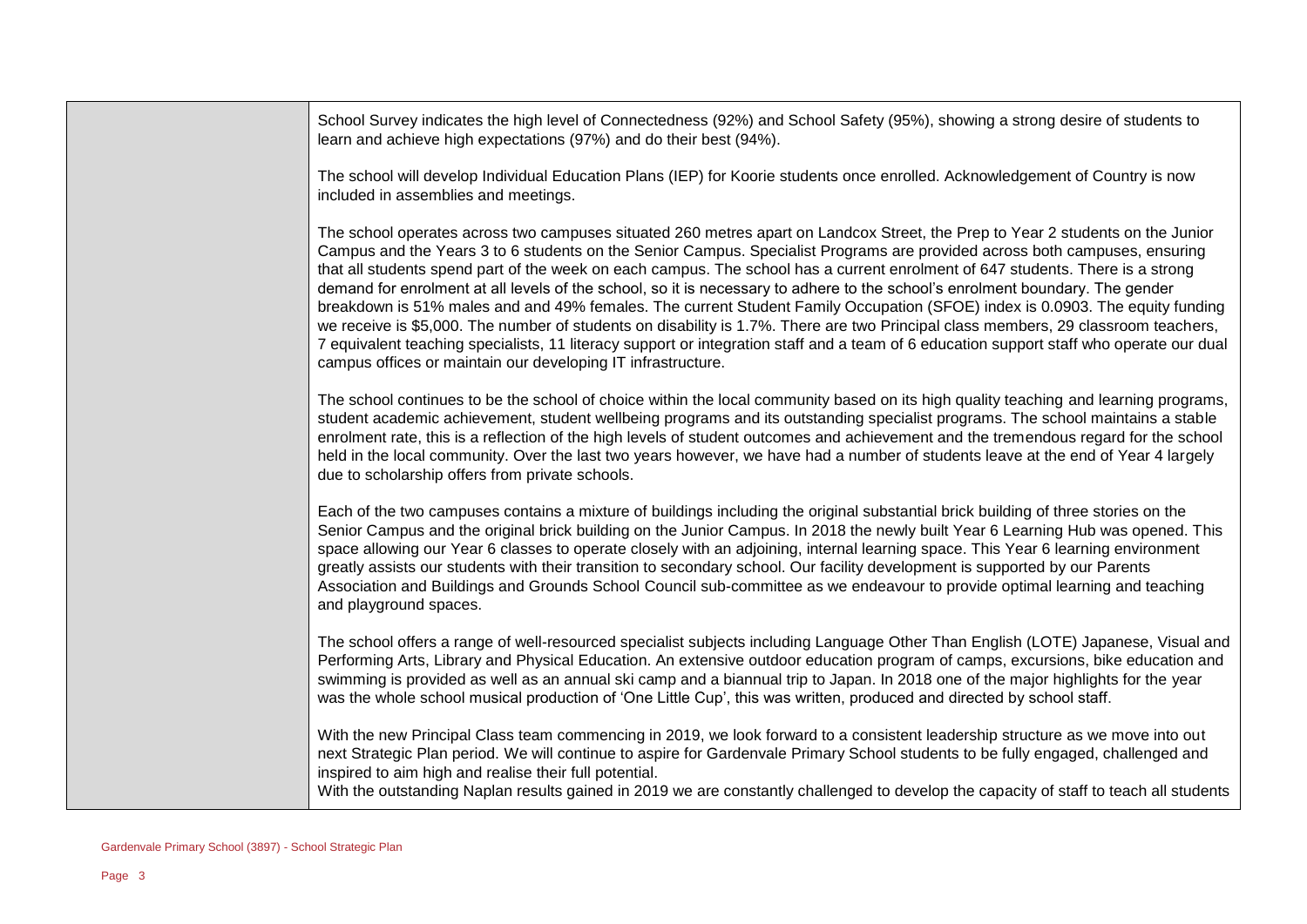School Survey indicates the high level of Connectedness (92%) and School Safety (95%), showing a strong desire of students to learn and achieve high expectations (97%) and do their best (94%).

The school will develop Individual Education Plans (IEP) for Koorie students once enrolled. Acknowledgement of Country is now included in assemblies and meetings.

The school operates across two campuses situated 260 metres apart on Landcox Street, the Prep to Year 2 students on the Junior Campus and the Years 3 to 6 students on the Senior Campus. Specialist Programs are provided across both campuses, ensuring that all students spend part of the week on each campus. The school has a current enrolment of 647 students. There is a strong demand for enrolment at all levels of the school, so it is necessary to adhere to the school's enrolment boundary. The gender breakdown is 51% males and and 49% females. The current Student Family Occupation (SFOE) index is 0.0903. The equity funding we receive is $5,000. The number of students on disability is 1.7%. There are two Principal class members, 29 classroom teachers, 7 equivalent teaching specialists, 11 literacy support or integration staff and a team of 6 education support staff who operate our dual campus offices or maintain our developing IT infrastructure.

The school continues to be the school of choice within the local community based on its high quality teaching and learning programs, student academic achievement, student wellbeing programs and its outstanding specialist programs. The school maintains a stable enrolment rate, this is a reflection of the high levels of student outcomes and achievement and the tremendous regard for the school held in the local community. Over the last two years however, we have had a number of students leave at the end of Year 4 largely due to scholarship offers from private schools.

Each of the two campuses contains a mixture of buildings including the original substantial brick building of three stories on the Senior Campus and the original brick building on the Junior Campus. In 2018 the newly built Year 6 Learning Hub was opened. This space allowing our Year 6 classes to operate closely with an adjoining, internal learning space. This Year 6 learning environment greatly assists our students with their transition to secondary school. Our facility development is supported by our Parents Association and Buildings and Grounds School Council sub-committee as we endeavour to provide optimal learning and teaching and playground spaces.

The school offers a range of well-resourced specialist subjects including Language Other Than English (LOTE) Japanese, Visual and Performing Arts, Library and Physical Education. An extensive outdoor education program of camps, excursions, bike education and swimming is provided as well as an annual ski camp and a biannual trip to Japan. In 2018 one of the major highlights for the year was the whole school musical production of 'One Little Cup', this was written, produced and directed by school staff.

With the new Principal Class team commencing in 2019, we look forward to a consistent leadership structure as we move into out next Strategic Plan period. We will continue to aspire for Gardenvale Primary School students to be fully engaged, challenged and inspired to aim high and realise their full potential.
With the outstanding Naplan results gained in 2019 we are constantly challenged to develop the capacity of staff to teach all students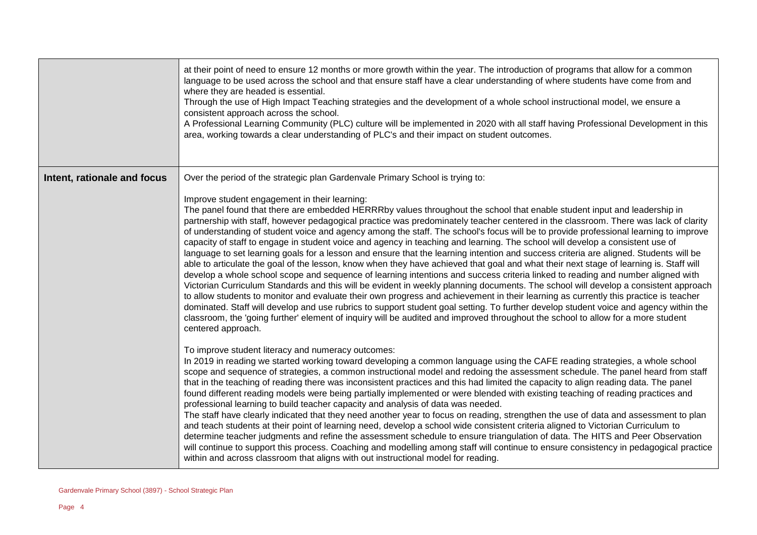| | |
|---|---|
| | at their point of need to ensure 12 months or more growth within the year. The introduction of programs that allow for a common language to be used across the school and that ensure staff have a clear understanding of where students have come from and where they are headed is essential.<br>Through the use of High Impact Teaching strategies and the development of a whole school instructional model, we ensure a consistent approach across the school.<br>A Professional Learning Community (PLC) culture will be implemented in 2020 with all staff having Professional Development in this area, working towards a clear understanding of PLC's and their impact on student outcomes. |
| **Intent, rationale and focus** | Over the period of the strategic plan Gardenvale Primary School is trying to:<br><br>Improve student engagement in their learning:<br>The panel found that there are embedded HERRRby values throughout the school that enable student input and leadership in partnership with staff, however pedagogical practice was predominately teacher centered in the classroom. There was lack of clarity of understanding of student voice and agency among the staff. The school's focus will be to provide professional learning to improve capacity of staff to engage in student voice and agency in teaching and learning. The school will develop a consistent use of language to set learning goals for a lesson and ensure that the learning intention and success criteria are aligned. Students will be able to articulate the goal of the lesson, know when they have achieved that goal and what their next stage of learning is. Staff will develop a whole school scope and sequence of learning intentions and success criteria linked to reading and number aligned with Victorian Curriculum Standards and this will be evident in weekly planning documents. The school will develop a consistent approach to allow students to monitor and evaluate their own progress and achievement in their learning as currently this practice is teacher dominated. Staff will develop and use rubrics to support student goal setting. To further develop student voice and agency within the classroom, the 'going further' element of inquiry will be audited and improved throughout the school to allow for a more student centered approach.<br><br>To improve student literacy and numeracy outcomes:<br>In 2019 in reading we started working toward developing a common language using the CAFE reading strategies, a whole school scope and sequence of strategies, a common instructional model and redoing the assessment schedule. The panel heard from staff that in the teaching of reading there was inconsistent practices and this had limited the capacity to align reading data. The panel found different reading models were being partially implemented or were blended with existing teaching of reading practices and professional learning to build teacher capacity and analysis of data was needed.<br>The staff have clearly indicated that they need another year to focus on reading, strengthen the use of data and assessment to plan and teach students at their point of learning need, develop a school wide consistent criteria aligned to Victorian Curriculum to determine teacher judgments and refine the assessment schedule to ensure triangulation of data. The HITS and Peer Observation will continue to support this process. Coaching and modelling among staff will continue to ensure consistency in pedagogical practice within and across classroom that aligns with out instructional model for reading. |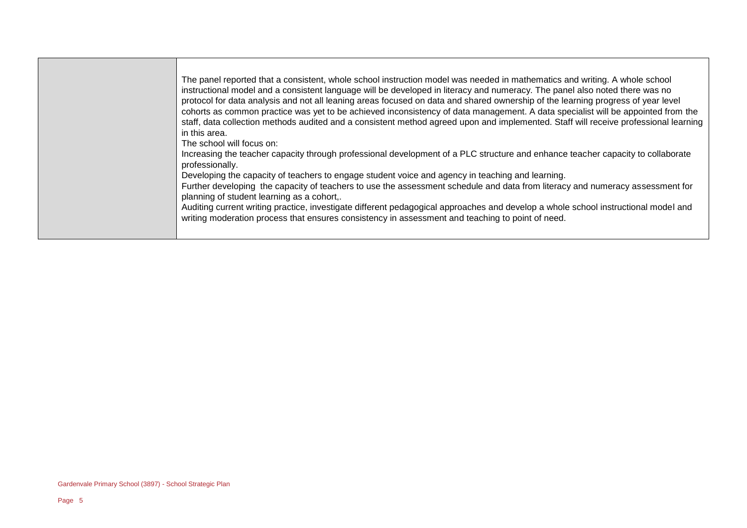| | |
|---|---|
| | The panel reported that a consistent, whole school instruction model was needed in mathematics and writing. A whole school instructional model and a consistent language will be developed in literacy and numeracy. The panel also noted there was no protocol for data analysis and not all leaning areas focused on data and shared ownership of the learning progress of year level cohorts as common practice was yet to be achieved inconsistency of data management. A data specialist will be appointed from the staff, data collection methods audited and a consistent method agreed upon and implemented. Staff will receive professional learning in this area.<br>The school will focus on:<br>Increasing the teacher capacity through professional development of a PLC structure and enhance teacher capacity to collaborate professionally.<br>Developing the capacity of teachers to engage student voice and agency in teaching and learning.<br>Further developing  the capacity of teachers to use the assessment schedule and data from literacy and numeracy assessment for planning of student learning as a cohort,.<br>Auditing current writing practice, investigate different pedagogical approaches and develop a whole school instructional model and writing moderation process that ensures consistency in assessment and teaching to point of need. |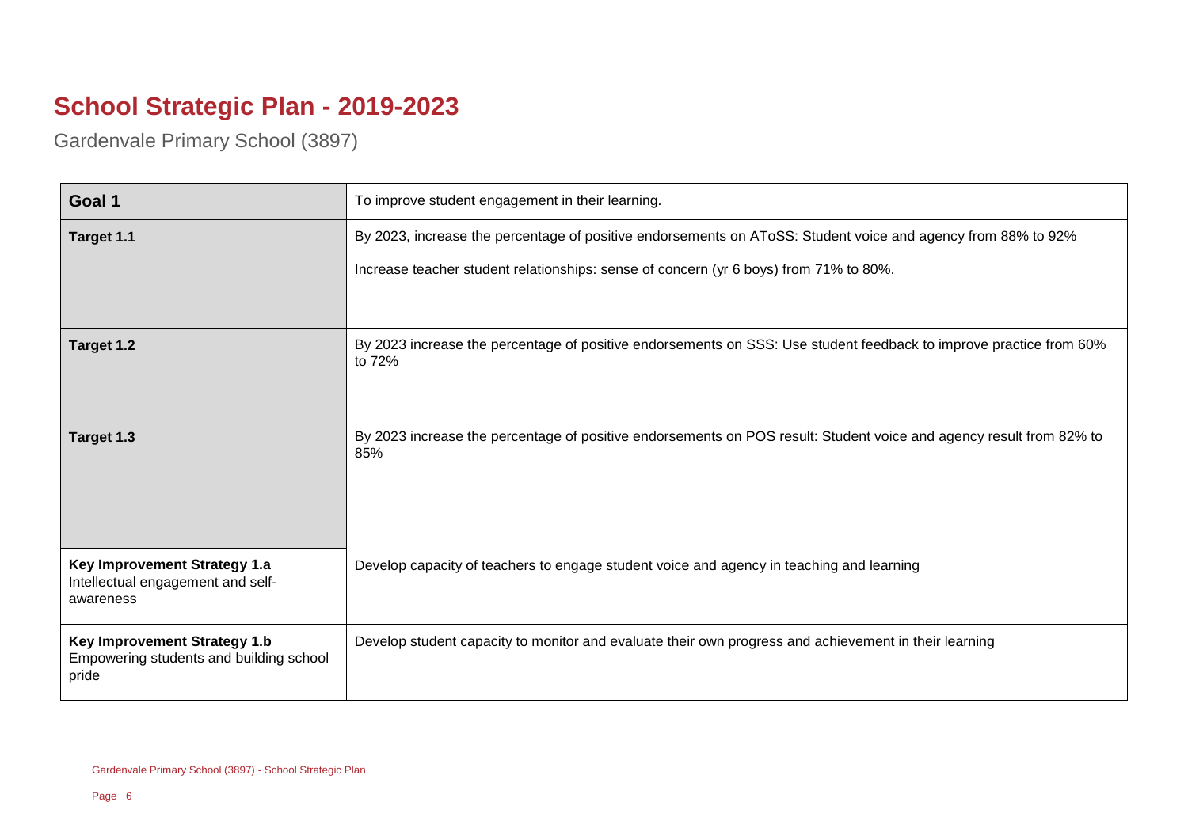# School Strategic Plan - 2019-2023

Gardenvale Primary School (3897)

| **Goal 1** | To improve student engagement in their learning. |
|---|---|
| **Target 1.1** | By 2023, increase the percentage of positive endorsements on AToSS: Student voice and agency from 88% to 92%<br><br>Increase teacher student relationships: sense of concern (yr 6 boys) from 71% to 80%. |
| **Target 1.2** | By 2023 increase the percentage of positive endorsements on SSS: Use student feedback to improve practice from 60% to 72% |
| **Target 1.3** | By 2023 increase the percentage of positive endorsements on POS result: Student voice and agency result from 82% to 85% |
| **Key Improvement Strategy 1.a**<br>Intellectual engagement and self-awareness | Develop capacity of teachers to engage student voice and agency in teaching and learning |
| **Key Improvement Strategy 1.b**<br>Empowering students and building school pride | Develop student capacity to monitor and evaluate their own progress and achievement in their learning |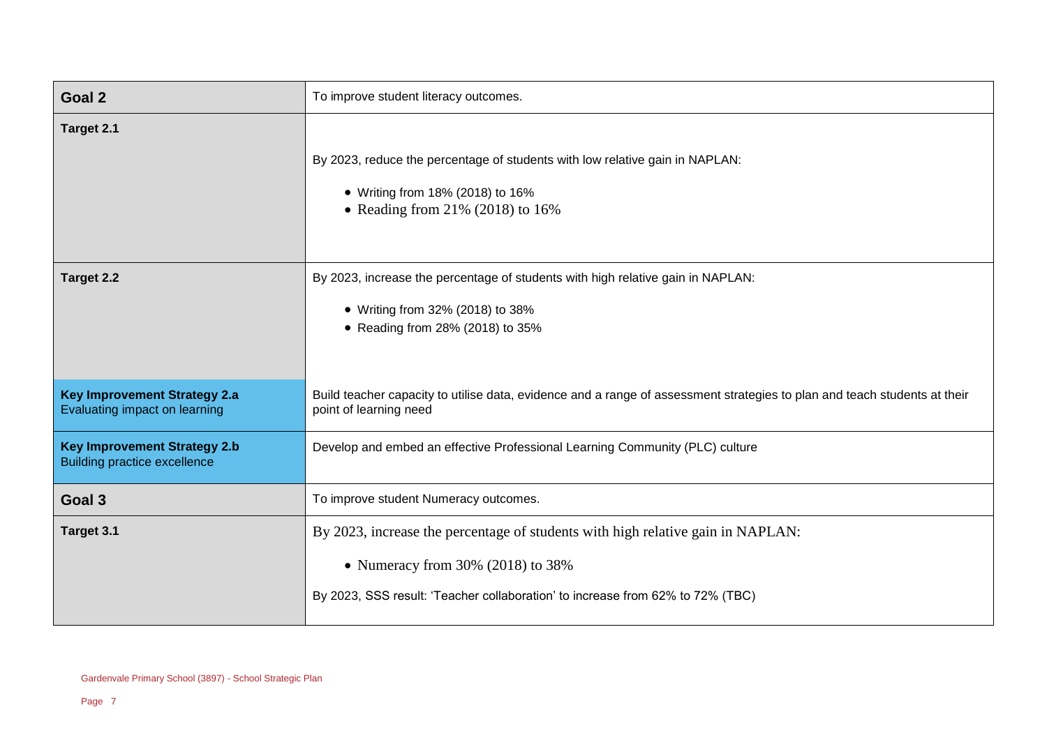| | |
|---|---|
| **Goal 2** | To improve student literacy outcomes. |
| **Target 2.1** | By 2023, reduce the percentage of students with low relative gain in NAPLAN:<br>• Writing from 18% (2018) to 16%<br>• Reading from 21% (2018) to 16% |
| **Target 2.2** | By 2023, increase the percentage of students with high relative gain in NAPLAN:<br>• Writing from 32% (2018) to 38%<br>• Reading from 28% (2018) to 35% |
| **Key Improvement Strategy 2.a**<br>Evaluating impact on learning | Build teacher capacity to utilise data, evidence and a range of assessment strategies to plan and teach students at their point of learning need |
| **Key Improvement Strategy 2.b**<br>Building practice excellence | Develop and embed an effective Professional Learning Community (PLC) culture |
| **Goal 3** | To improve student Numeracy outcomes. |
| **Target 3.1** | By 2023, increase the percentage of students with high relative gain in NAPLAN:<br>• Numeracy from 30% (2018) to 38%<br>By 2023, SSS result: 'Teacher collaboration' to increase from 62% to 72% (TBC) |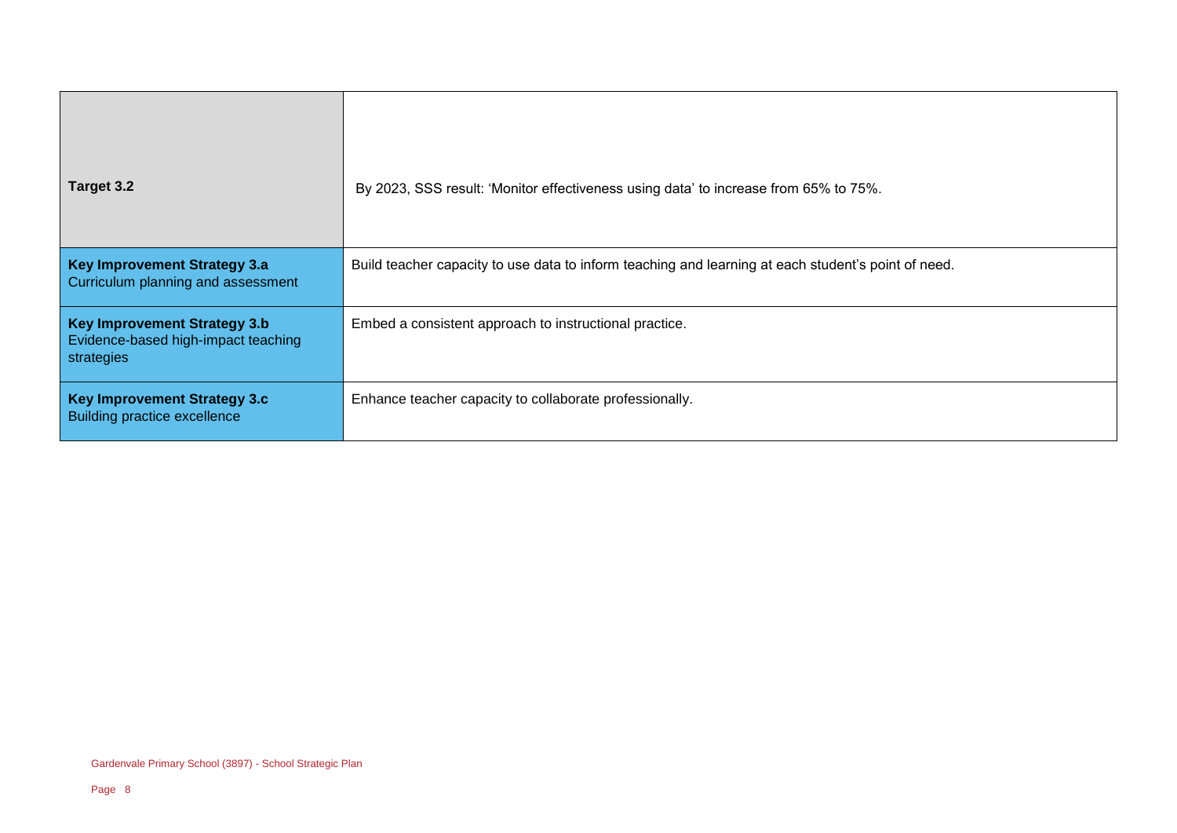| | |
|---|---|
| **Target 3.2** | By 2023, SSS result: ‘Monitor effectiveness using data’ to increase from 65% to 75%. |
| **Key Improvement Strategy 3.a**<br>Curriculum planning and assessment | Build teacher capacity to use data to inform teaching and learning at each student’s point of need. |
| **Key Improvement Strategy 3.b**<br>Evidence-based high-impact teaching strategies | Embed a consistent approach to instructional practice. |
| **Key Improvement Strategy 3.c**<br>Building practice excellence | Enhance teacher capacity to collaborate professionally. |